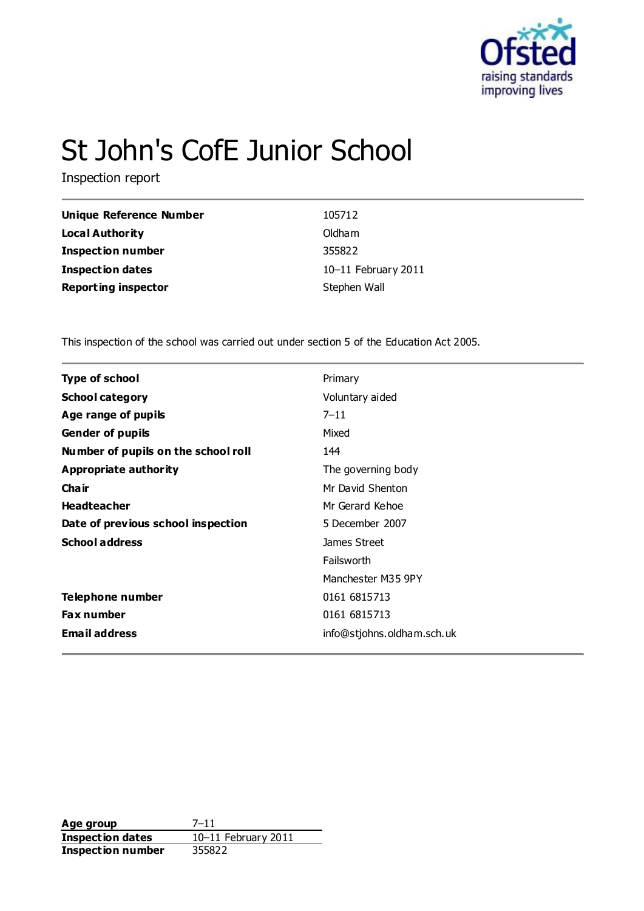# St John's CofE Junior School

Inspection report

| | |
|---|---|
| **Unique Reference Number** | 105712 |
| **Local Authority** | Oldham |
| **Inspection number** | 355822 |
| **Inspection dates** | 10–11 February 2011 |
| **Reporting inspector** | Stephen Wall |

This inspection of the school was carried out under section 5 of the Education Act 2005.

| | |
|---|---|
| **Type of school** | Primary |
| **School category** | Voluntary aided |
| **Age range of pupils** | 7–11 |
| **Gender of pupils** | Mixed |
| **Number of pupils on the school roll** | 144 |
| **Appropriate authority** | The governing body |
| **Chair** | Mr David Shenton |
| **Headteacher** | Mr Gerard Kehoe |
| **Date of previous school inspection** | 5 December 2007 |
| **School address** | James Street<br>Failsworth<br>Manchester M35 9PY |
| **Telephone number** | 0161 6815713 |
| **Fax number** | 0161 6815713 |
| **Email address** | info@stjohns.oldham.sch.uk |

| | |
|---|---|
| **Age group** | 7–11 |
| **Inspection dates** | 10–11 February 2011 |
| **Inspection number** | 355822 |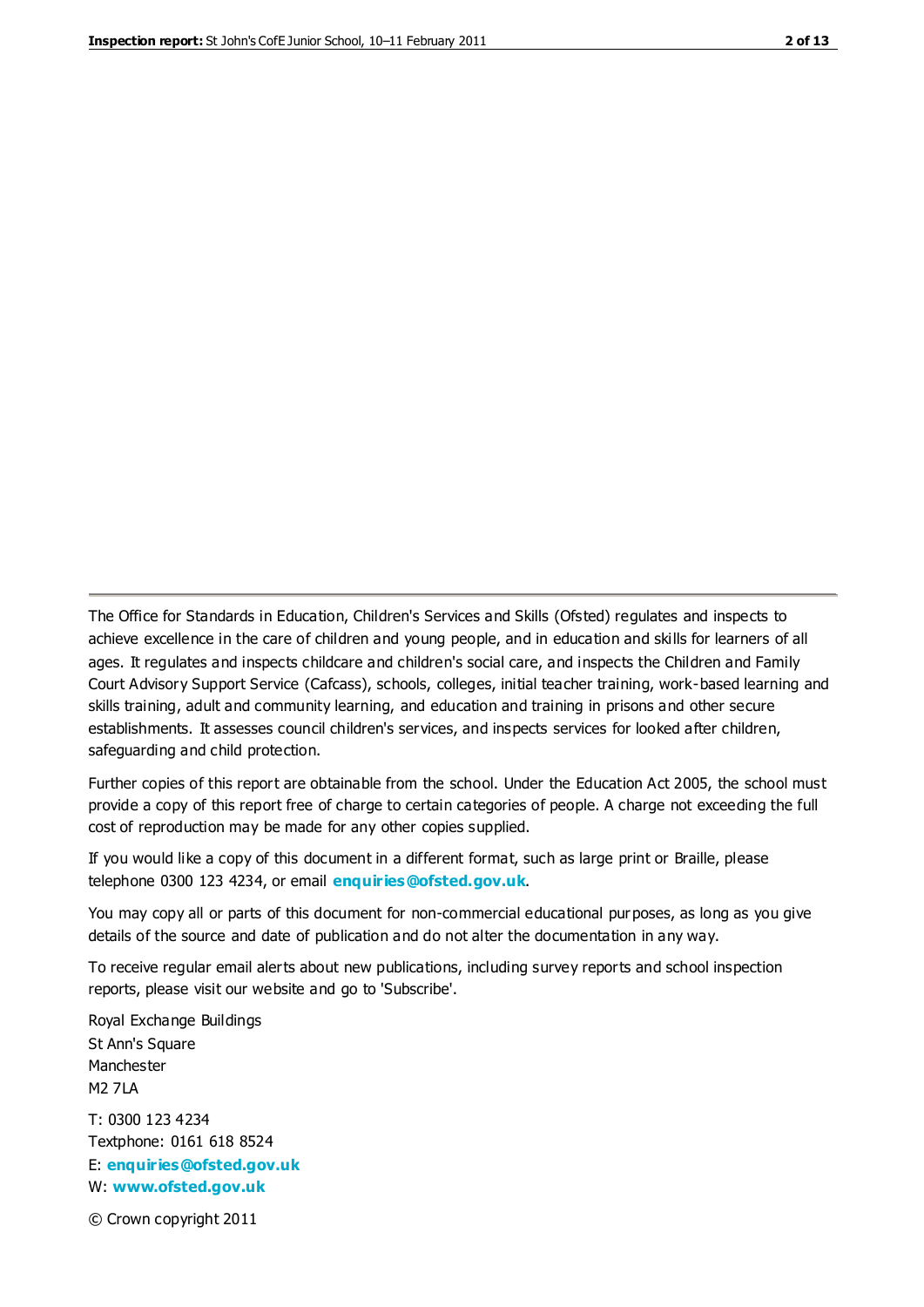The Office for Standards in Education, Children's Services and Skills (Ofsted) regulates and inspects to achieve excellence in the care of children and young people, and in education and skills for learners of all ages. It regulates and inspects childcare and children's social care, and inspects the Children and Family Court Advisory Support Service (Cafcass), schools, colleges, initial teacher training, work-based learning and skills training, adult and community learning, and education and training in prisons and other secure establishments. It assesses council children's services, and inspects services for looked after children, safeguarding and child protection.

Further copies of this report are obtainable from the school. Under the Education Act 2005, the school must provide a copy of this report free of charge to certain categories of people. A charge not exceeding the full cost of reproduction may be made for any other copies supplied.

If you would like a copy of this document in a different format, such as large print or Braille, please telephone 0300 123 4234, or email **enquiries@ofsted.gov.uk**.

You may copy all or parts of this document for non-commercial educational purposes, as long as you give details of the source and date of publication and do not alter the documentation in any way.

To receive regular email alerts about new publications, including survey reports and school inspection reports, please visit our website and go to 'Subscribe'.

Royal Exchange Buildings
St Ann's Square
Manchester
M2 7LA

T: 0300 123 4234
Textphone: 0161 618 8524
E: **enquiries@ofsted.gov.uk**
W: **www.ofsted.gov.uk**

© Crown copyright 2011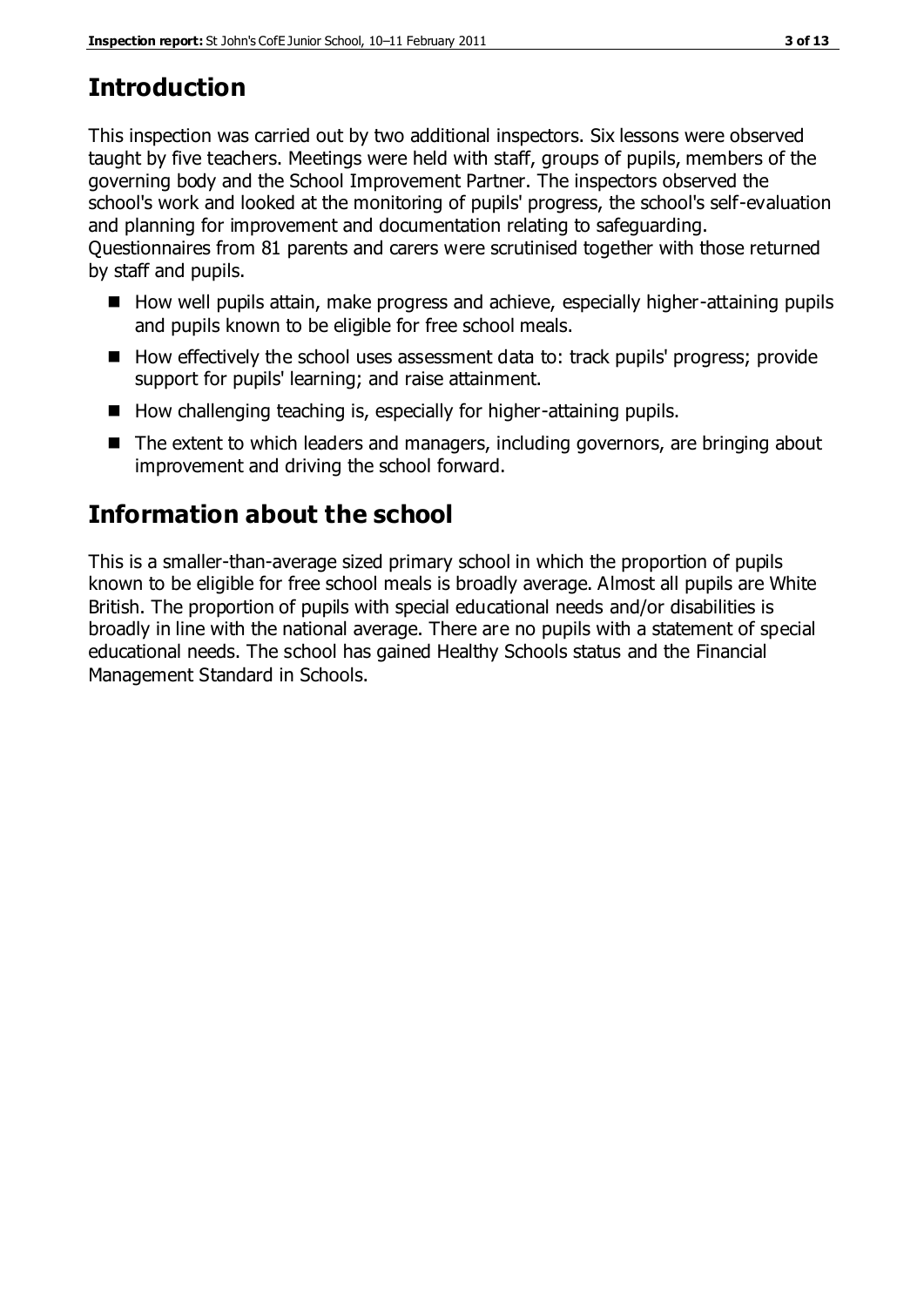## Introduction

This inspection was carried out by two additional inspectors. Six lessons were observed taught by five teachers. Meetings were held with staff, groups of pupils, members of the governing body and the School Improvement Partner. The inspectors observed the school's work and looked at the monitoring of pupils' progress, the school's self-evaluation and planning for improvement and documentation relating to safeguarding. Questionnaires from 81 parents and carers were scrutinised together with those returned by staff and pupils.

- How well pupils attain, make progress and achieve, especially higher-attaining pupils and pupils known to be eligible for free school meals.
- How effectively the school uses assessment data to: track pupils' progress; provide support for pupils' learning; and raise attainment.
- How challenging teaching is, especially for higher-attaining pupils.
- The extent to which leaders and managers, including governors, are bringing about improvement and driving the school forward.

## Information about the school

This is a smaller-than-average sized primary school in which the proportion of pupils known to be eligible for free school meals is broadly average. Almost all pupils are White British. The proportion of pupils with special educational needs and/or disabilities is broadly in line with the national average. There are no pupils with a statement of special educational needs. The school has gained Healthy Schools status and the Financial Management Standard in Schools.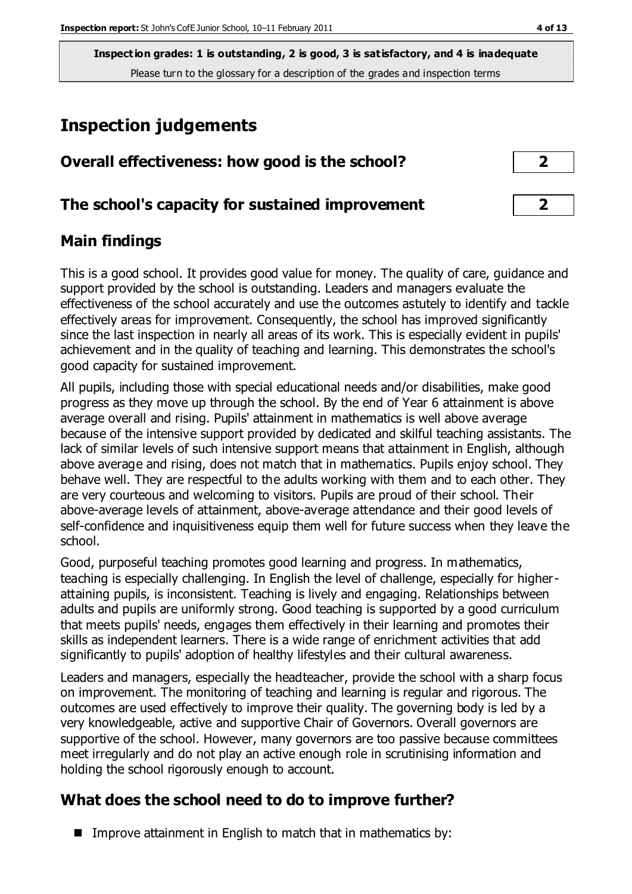**Inspection grades: 1 is outstanding, 2 is good, 3 is satisfactory, and 4 is inadequate**
Please turn to the glossary for a description of the grades and inspection terms

# Inspection judgements

| Overall effectiveness: how good is the school? | 2 |
| --- | --- |
| The school's capacity for sustained improvement | 2 |

## Main findings

This is a good school. It provides good value for money. The quality of care, guidance and support provided by the school is outstanding. Leaders and managers evaluate the effectiveness of the school accurately and use the outcomes astutely to identify and tackle effectively areas for improvement. Consequently, the school has improved significantly since the last inspection in nearly all areas of its work. This is especially evident in pupils' achievement and in the quality of teaching and learning. This demonstrates the school's good capacity for sustained improvement.

All pupils, including those with special educational needs and/or disabilities, make good progress as they move up through the school. By the end of Year 6 attainment is above average overall and rising. Pupils' attainment in mathematics is well above average because of the intensive support provided by dedicated and skilful teaching assistants. The lack of similar levels of such intensive support means that attainment in English, although above average and rising, does not match that in mathematics. Pupils enjoy school. They behave well. They are respectful to the adults working with them and to each other. They are very courteous and welcoming to visitors. Pupils are proud of their school. Their above-average levels of attainment, above-average attendance and their good levels of self-confidence and inquisitiveness equip them well for future success when they leave the school.

Good, purposeful teaching promotes good learning and progress. In mathematics, teaching is especially challenging. In English the level of challenge, especially for higher-attaining pupils, is inconsistent. Teaching is lively and engaging. Relationships between adults and pupils are uniformly strong. Good teaching is supported by a good curriculum that meets pupils' needs, engages them effectively in their learning and promotes their skills as independent learners. There is a wide range of enrichment activities that add significantly to pupils' adoption of healthy lifestyles and their cultural awareness.

Leaders and managers, especially the headteacher, provide the school with a sharp focus on improvement. The monitoring of teaching and learning is regular and rigorous. The outcomes are used effectively to improve their quality. The governing body is led by a very knowledgeable, active and supportive Chair of Governors. Overall governors are supportive of the school. However, many governors are too passive because committees meet irregularly and do not play an active enough role in scrutinising information and holding the school rigorously enough to account.

## What does the school need to do to improve further?

- Improve attainment in English to match that in mathematics by: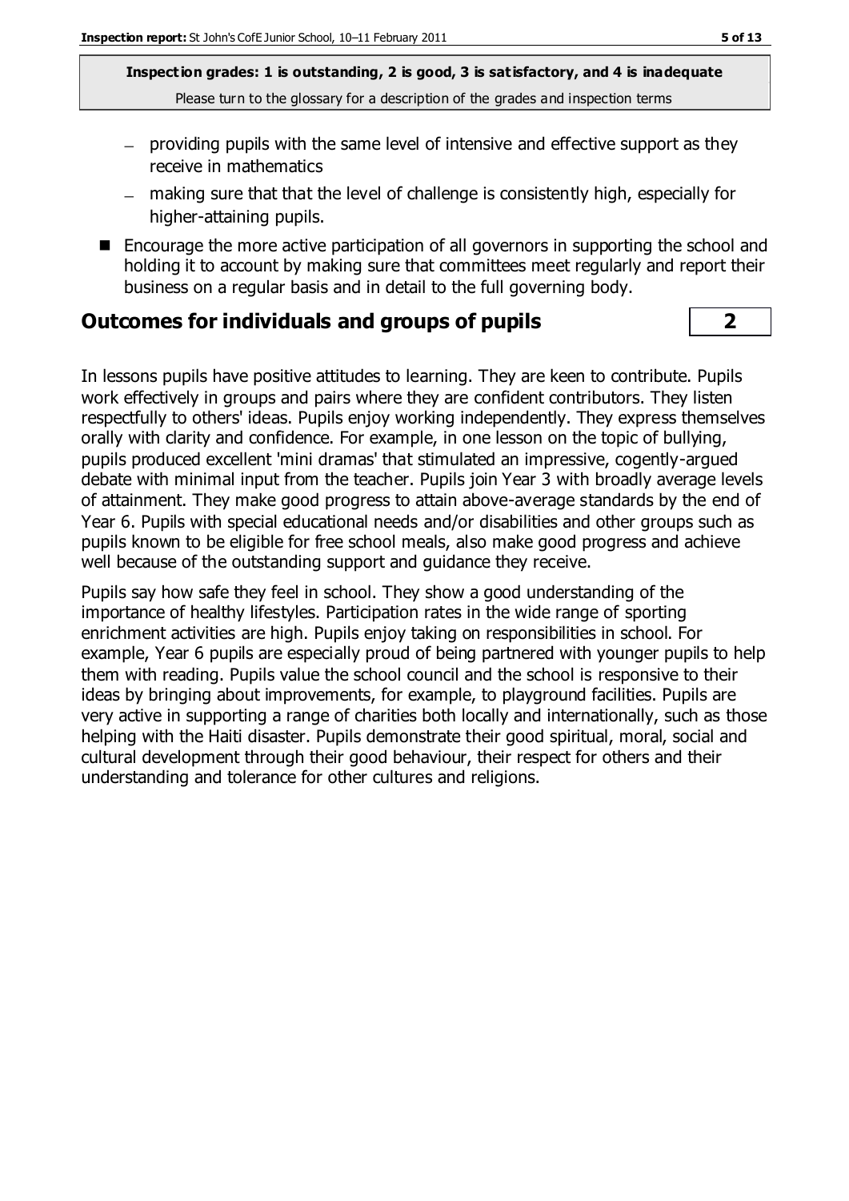**Inspection grades: 1 is outstanding, 2 is good, 3 is satisfactory, and 4 is inadequate**
Please turn to the glossary for a description of the grades and inspection terms

- providing pupils with the same level of intensive and effective support as they receive in mathematics
- making sure that that the level of challenge is consistently high, especially for higher-attaining pupils.

- Encourage the more active participation of all governors in supporting the school and holding it to account by making sure that committees meet regularly and report their business on a regular basis and in detail to the full governing body.

## Outcomes for individuals and groups of pupils | 2

In lessons pupils have positive attitudes to learning. They are keen to contribute. Pupils work effectively in groups and pairs where they are confident contributors. They listen respectfully to others' ideas. Pupils enjoy working independently. They express themselves orally with clarity and confidence. For example, in one lesson on the topic of bullying, pupils produced excellent 'mini dramas' that stimulated an impressive, cogently-argued debate with minimal input from the teacher. Pupils join Year 3 with broadly average levels of attainment. They make good progress to attain above-average standards by the end of Year 6. Pupils with special educational needs and/or disabilities and other groups such as pupils known to be eligible for free school meals, also make good progress and achieve well because of the outstanding support and guidance they receive.

Pupils say how safe they feel in school. They show a good understanding of the importance of healthy lifestyles. Participation rates in the wide range of sporting enrichment activities are high. Pupils enjoy taking on responsibilities in school. For example, Year 6 pupils are especially proud of being partnered with younger pupils to help them with reading. Pupils value the school council and the school is responsive to their ideas by bringing about improvements, for example, to playground facilities. Pupils are very active in supporting a range of charities both locally and internationally, such as those helping with the Haiti disaster. Pupils demonstrate their good spiritual, moral, social and cultural development through their good behaviour, their respect for others and their understanding and tolerance for other cultures and religions.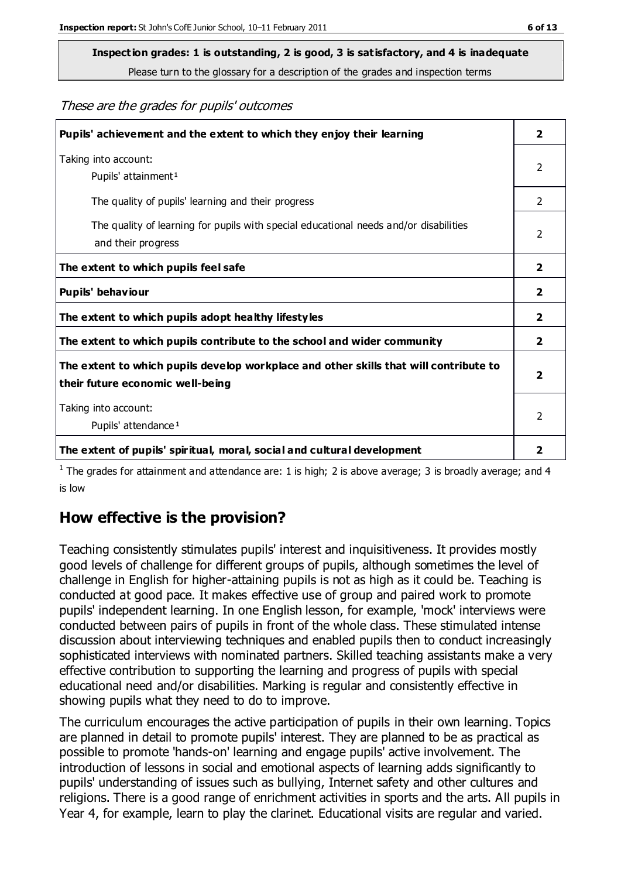**Inspection grades: 1 is outstanding, 2 is good, 3 is satisfactory, and 4 is inadequate**
Please turn to the glossary for a description of the grades and inspection terms

*These are the grades for pupils' outcomes*

| | |
|---|---|
| **Pupils' achievement and the extent to which they enjoy their learning** | **2** |
| Taking into account: Pupils' attainment[1] | 2 |
| The quality of pupils' learning and their progress | 2 |
| The quality of learning for pupils with special educational needs and/or disabilities and their progress | 2 |
| **The extent to which pupils feel safe** | **2** |
| **Pupils' behaviour** | **2** |
| **The extent to which pupils adopt healthy lifestyles** | **2** |
| **The extent to which pupils contribute to the school and wider community** | **2** |
| **The extent to which pupils develop workplace and other skills that will contribute to their future economic well-being** | **2** |
| Taking into account: Pupils' attendance[1] | 2 |
| **The extent of pupils' spiritual, moral, social and cultural development** | **2** |

[1] The grades for attainment and attendance are: 1 is high; 2 is above average; 3 is broadly average; and 4 is low

## How effective is the provision?

Teaching consistently stimulates pupils' interest and inquisitiveness. It provides mostly good levels of challenge for different groups of pupils, although sometimes the level of challenge in English for higher-attaining pupils is not as high as it could be. Teaching is conducted at good pace. It makes effective use of group and paired work to promote pupils' independent learning. In one English lesson, for example, 'mock' interviews were conducted between pairs of pupils in front of the whole class. These stimulated intense discussion about interviewing techniques and enabled pupils then to conduct increasingly sophisticated interviews with nominated partners. Skilled teaching assistants make a very effective contribution to supporting the learning and progress of pupils with special educational need and/or disabilities. Marking is regular and consistently effective in showing pupils what they need to do to improve.

The curriculum encourages the active participation of pupils in their own learning. Topics are planned in detail to promote pupils' interest. They are planned to be as practical as possible to promote 'hands-on' learning and engage pupils' active involvement. The introduction of lessons in social and emotional aspects of learning adds significantly to pupils' understanding of issues such as bullying, Internet safety and other cultures and religions. There is a good range of enrichment activities in sports and the arts. All pupils in Year 4, for example, learn to play the clarinet. Educational visits are regular and varied.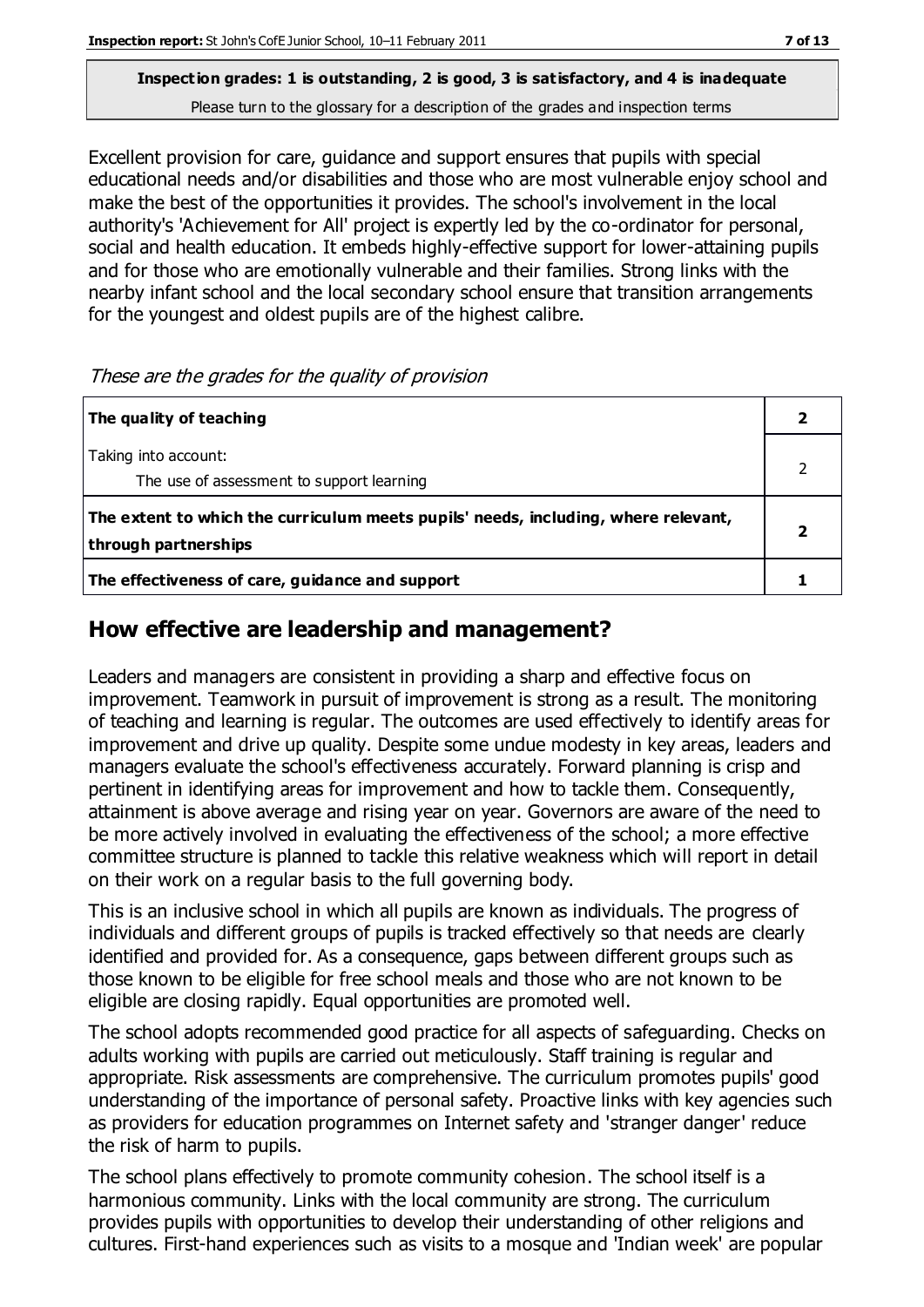**Inspection grades: 1 is outstanding, 2 is good, 3 is satisfactory, and 4 is inadequate**
Please turn to the glossary for a description of the grades and inspection terms

Excellent provision for care, guidance and support ensures that pupils with special educational needs and/or disabilities and those who are most vulnerable enjoy school and make the best of the opportunities it provides. The school's involvement in the local authority's 'Achievement for All' project is expertly led by the co-ordinator for personal, social and health education. It embeds highly-effective support for lower-attaining pupils and for those who are emotionally vulnerable and their families. Strong links with the nearby infant school and the local secondary school ensure that transition arrangements for the youngest and oldest pupils are of the highest calibre.

*These are the grades for the quality of provision*

| | |
|---|---|
| **The quality of teaching** | **2** |
| Taking into account:<br>The use of assessment to support learning | 2 |
| **The extent to which the curriculum meets pupils' needs, including, where relevant, through partnerships** | **2** |
| **The effectiveness of care, guidance and support** | **1** |

## How effective are leadership and management?

Leaders and managers are consistent in providing a sharp and effective focus on improvement. Teamwork in pursuit of improvement is strong as a result. The monitoring of teaching and learning is regular. The outcomes are used effectively to identify areas for improvement and drive up quality. Despite some undue modesty in key areas, leaders and managers evaluate the school's effectiveness accurately. Forward planning is crisp and pertinent in identifying areas for improvement and how to tackle them. Consequently, attainment is above average and rising year on year. Governors are aware of the need to be more actively involved in evaluating the effectiveness of the school; a more effective committee structure is planned to tackle this relative weakness which will report in detail on their work on a regular basis to the full governing body.

This is an inclusive school in which all pupils are known as individuals. The progress of individuals and different groups of pupils is tracked effectively so that needs are clearly identified and provided for. As a consequence, gaps between different groups such as those known to be eligible for free school meals and those who are not known to be eligible are closing rapidly. Equal opportunities are promoted well.

The school adopts recommended good practice for all aspects of safeguarding. Checks on adults working with pupils are carried out meticulously. Staff training is regular and appropriate. Risk assessments are comprehensive. The curriculum promotes pupils' good understanding of the importance of personal safety. Proactive links with key agencies such as providers for education programmes on Internet safety and 'stranger danger' reduce the risk of harm to pupils.

The school plans effectively to promote community cohesion. The school itself is a harmonious community. Links with the local community are strong. The curriculum provides pupils with opportunities to develop their understanding of other religions and cultures. First-hand experiences such as visits to a mosque and 'Indian week' are popular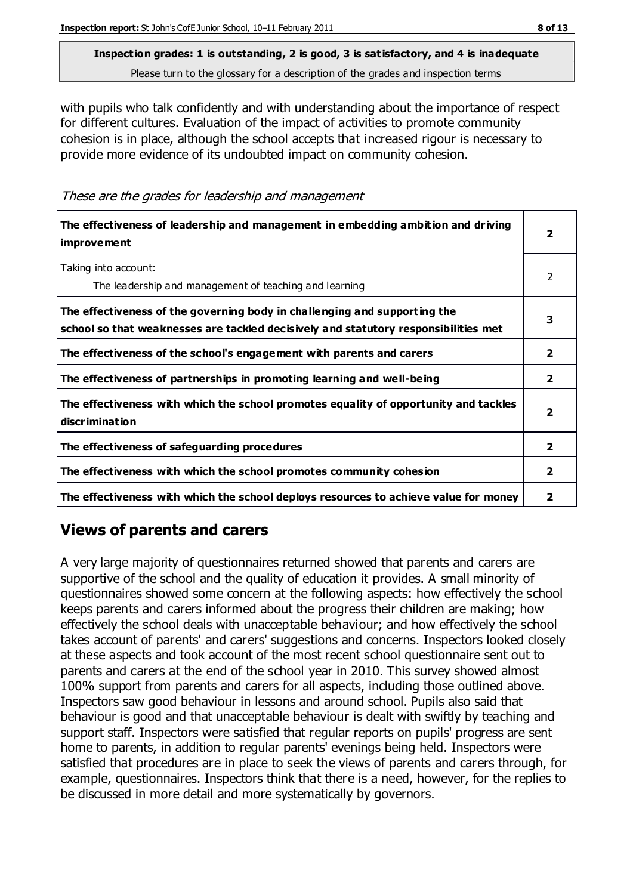**Inspection grades: 1 is outstanding, 2 is good, 3 is satisfactory, and 4 is inadequate**

Please turn to the glossary for a description of the grades and inspection terms

with pupils who talk confidently and with understanding about the importance of respect for different cultures. Evaluation of the impact of activities to promote community cohesion is in place, although the school accepts that increased rigour is necessary to provide more evidence of its undoubted impact on community cohesion.

*These are the grades for leadership and management*

| | |
|---|---|
| **The effectiveness of leadership and management in embedding ambition and driving improvement** | **2** |
| Taking into account: The leadership and management of teaching and learning | 2 |
| **The effectiveness of the governing body in challenging and supporting the school so that weaknesses are tackled decisively and statutory responsibilities met** | **3** |
| **The effectiveness of the school's engagement with parents and carers** | **2** |
| **The effectiveness of partnerships in promoting learning and well-being** | **2** |
| **The effectiveness with which the school promotes equality of opportunity and tackles discrimination** | **2** |
| **The effectiveness of safeguarding procedures** | **2** |
| **The effectiveness with which the school promotes community cohesion** | **2** |
| **The effectiveness with which the school deploys resources to achieve value for money** | **2** |

## Views of parents and carers

A very large majority of questionnaires returned showed that parents and carers are supportive of the school and the quality of education it provides. A small minority of questionnaires showed some concern at the following aspects: how effectively the school keeps parents and carers informed about the progress their children are making; how effectively the school deals with unacceptable behaviour; and how effectively the school takes account of parents' and carers' suggestions and concerns. Inspectors looked closely at these aspects and took account of the most recent school questionnaire sent out to parents and carers at the end of the school year in 2010. This survey showed almost 100% support from parents and carers for all aspects, including those outlined above. Inspectors saw good behaviour in lessons and around school. Pupils also said that behaviour is good and that unacceptable behaviour is dealt with swiftly by teaching and support staff. Inspectors were satisfied that regular reports on pupils' progress are sent home to parents, in addition to regular parents' evenings being held. Inspectors were satisfied that procedures are in place to seek the views of parents and carers through, for example, questionnaires. Inspectors think that there is a need, however, for the replies to be discussed in more detail and more systematically by governors.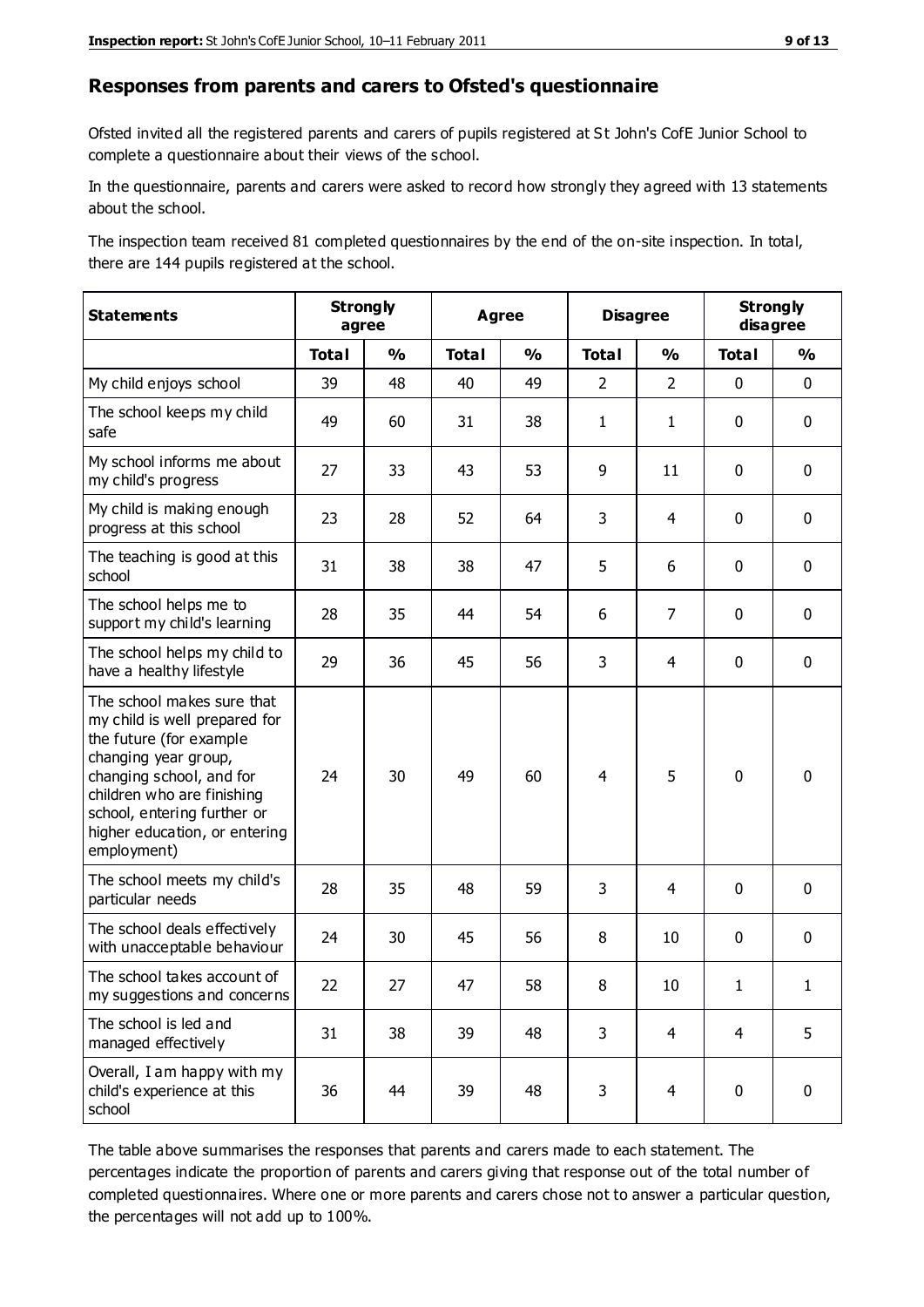## Responses from parents and carers to Ofsted's questionnaire

Ofsted invited all the registered parents and carers of pupils registered at St John's CofE Junior School to complete a questionnaire about their views of the school.

In the questionnaire, parents and carers were asked to record how strongly they agreed with 13 statements about the school.

The inspection team received 81 completed questionnaires by the end of the on-site inspection. In total, there are 144 pupils registered at the school.

| Statements | Strongly agree | | Agree | | Disagree | | Strongly disagree | |
|---|---|---|---|---|---|---|---|---|
| | Total | % | Total | % | Total | % | Total | % |
| My child enjoys school | 39 | 48 | 40 | 49 | 2 | 2 | 0 | 0 |
| The school keeps my child safe | 49 | 60 | 31 | 38 | 1 | 1 | 0 | 0 |
| My school informs me about my child's progress | 27 | 33 | 43 | 53 | 9 | 11 | 0 | 0 |
| My child is making enough progress at this school | 23 | 28 | 52 | 64 | 3 | 4 | 0 | 0 |
| The teaching is good at this school | 31 | 38 | 38 | 47 | 5 | 6 | 0 | 0 |
| The school helps me to support my child's learning | 28 | 35 | 44 | 54 | 6 | 7 | 0 | 0 |
| The school helps my child to have a healthy lifestyle | 29 | 36 | 45 | 56 | 3 | 4 | 0 | 0 |
| The school makes sure that my child is well prepared for the future (for example changing year group, changing school, and for children who are finishing school, entering further or higher education, or entering employment) | 24 | 30 | 49 | 60 | 4 | 5 | 0 | 0 |
| The school meets my child's particular needs | 28 | 35 | 48 | 59 | 3 | 4 | 0 | 0 |
| The school deals effectively with unacceptable behaviour | 24 | 30 | 45 | 56 | 8 | 10 | 0 | 0 |
| The school takes account of my suggestions and concerns | 22 | 27 | 47 | 58 | 8 | 10 | 1 | 1 |
| The school is led and managed effectively | 31 | 38 | 39 | 48 | 3 | 4 | 4 | 5 |
| Overall, I am happy with my child's experience at this school | 36 | 44 | 39 | 48 | 3 | 4 | 0 | 0 |

The table above summarises the responses that parents and carers made to each statement. The percentages indicate the proportion of parents and carers giving that response out of the total number of completed questionnaires. Where one or more parents and carers chose not to answer a particular question, the percentages will not add up to 100%.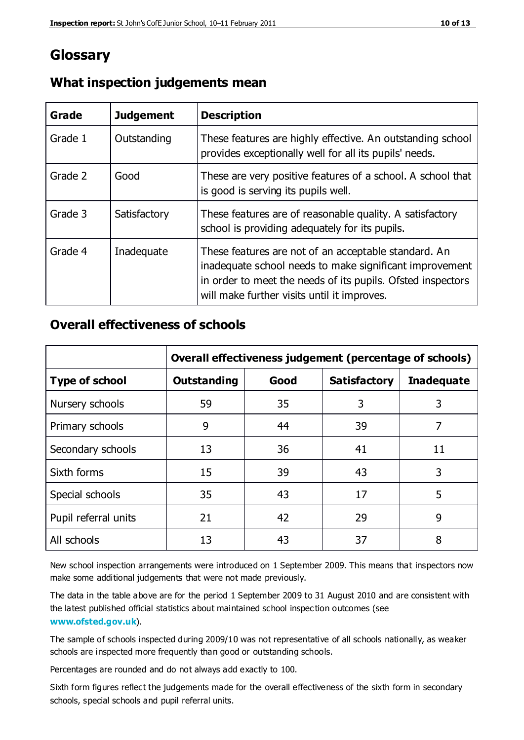# Glossary

## What inspection judgements mean

| Grade | Judgement | Description |
| --- | --- | --- |
| Grade 1 | Outstanding | These features are highly effective. An outstanding school provides exceptionally well for all its pupils' needs. |
| Grade 2 | Good | These are very positive features of a school. A school that is good is serving its pupils well. |
| Grade 3 | Satisfactory | These features are of reasonable quality. A satisfactory school is providing adequately for its pupils. |
| Grade 4 | Inadequate | These features are not of an acceptable standard. An inadequate school needs to make significant improvement in order to meet the needs of its pupils. Ofsted inspectors will make further visits until it improves. |

## Overall effectiveness of schools

| | **Overall effectiveness judgement (percentage of schools)** | | | |
| --- | --- | --- | --- | --- |
| **Type of school** | **Outstanding** | **Good** | **Satisfactory** | **Inadequate** |
| Nursery schools | 59 | 35 | 3 | 3 |
| Primary schools | 9 | 44 | 39 | 7 |
| Secondary schools | 13 | 36 | 41 | 11 |
| Sixth forms | 15 | 39 | 43 | 3 |
| Special schools | 35 | 43 | 17 | 5 |
| Pupil referral units | 21 | 42 | 29 | 9 |
| All schools | 13 | 43 | 37 | 8 |

New school inspection arrangements were introduced on 1 September 2009. This means that inspectors now make some additional judgements that were not made previously.

The data in the table above are for the period 1 September 2009 to 31 August 2010 and are consistent with the latest published official statistics about maintained school inspection outcomes (see **www.ofsted.gov.uk**).

The sample of schools inspected during 2009/10 was not representative of all schools nationally, as weaker schools are inspected more frequently than good or outstanding schools.

Percentages are rounded and do not always add exactly to 100.

Sixth form figures reflect the judgements made for the overall effectiveness of the sixth form in secondary schools, special schools and pupil referral units.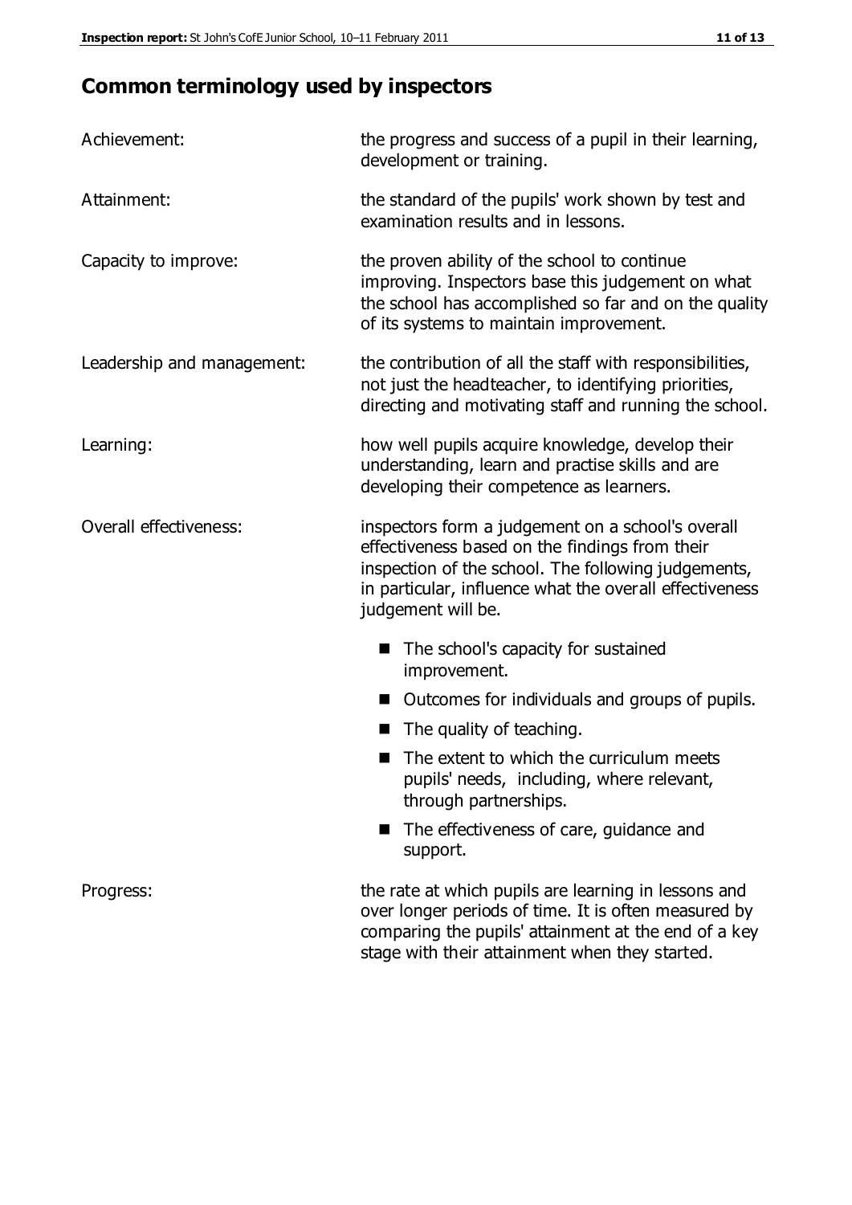## Common terminology used by inspectors

| | |
|---|---|
| Achievement: | the progress and success of a pupil in their learning, development or training. |
| Attainment: | the standard of the pupils' work shown by test and examination results and in lessons. |
| Capacity to improve: | the proven ability of the school to continue improving. Inspectors base this judgement on what the school has accomplished so far and on the quality of its systems to maintain improvement. |
| Leadership and management: | the contribution of all the staff with responsibilities, not just the headteacher, to identifying priorities, directing and motivating staff and running the school. |
| Learning: | how well pupils acquire knowledge, develop their understanding, learn and practise skills and are developing their competence as learners. |
| Overall effectiveness: | inspectors form a judgement on a school's overall effectiveness based on the findings from their inspection of the school. The following judgements, in particular, influence what the overall effectiveness judgement will be. |

- The school's capacity for sustained improvement.
- Outcomes for individuals and groups of pupils.
- The quality of teaching.
- The extent to which the curriculum meets pupils' needs, including, where relevant, through partnerships.
- The effectiveness of care, guidance and support.

| | |
|---|---|
| Progress: | the rate at which pupils are learning in lessons and over longer periods of time. It is often measured by comparing the pupils' attainment at the end of a key stage with their attainment when they started. |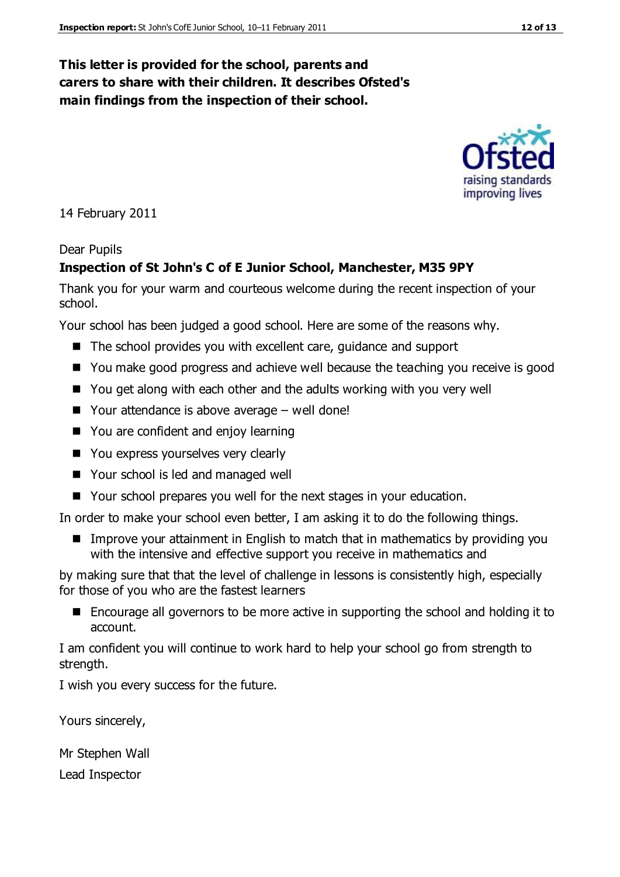**This letter is provided for the school, parents and carers to share with their children. It describes Ofsted's main findings from the inspection of their school.**

14 February 2011

Dear Pupils

**Inspection of St John's C of E Junior School, Manchester, M35 9PY**

Thank you for your warm and courteous welcome during the recent inspection of your school.

Your school has been judged a good school. Here are some of the reasons why.

- The school provides you with excellent care, guidance and support
- You make good progress and achieve well because the teaching you receive is good
- You get along with each other and the adults working with you very well
- Your attendance is above average – well done!
- You are confident and enjoy learning
- You express yourselves very clearly
- Your school is led and managed well
- Your school prepares you well for the next stages in your education.

In order to make your school even better, I am asking it to do the following things.

- Improve your attainment in English to match that in mathematics by providing you with the intensive and effective support you receive in mathematics and

by making sure that that the level of challenge in lessons is consistently high, especially for those of you who are the fastest learners

- Encourage all governors to be more active in supporting the school and holding it to account.

I am confident you will continue to work hard to help your school go from strength to strength.

I wish you every success for the future.

Yours sincerely,

Mr Stephen Wall

Lead Inspector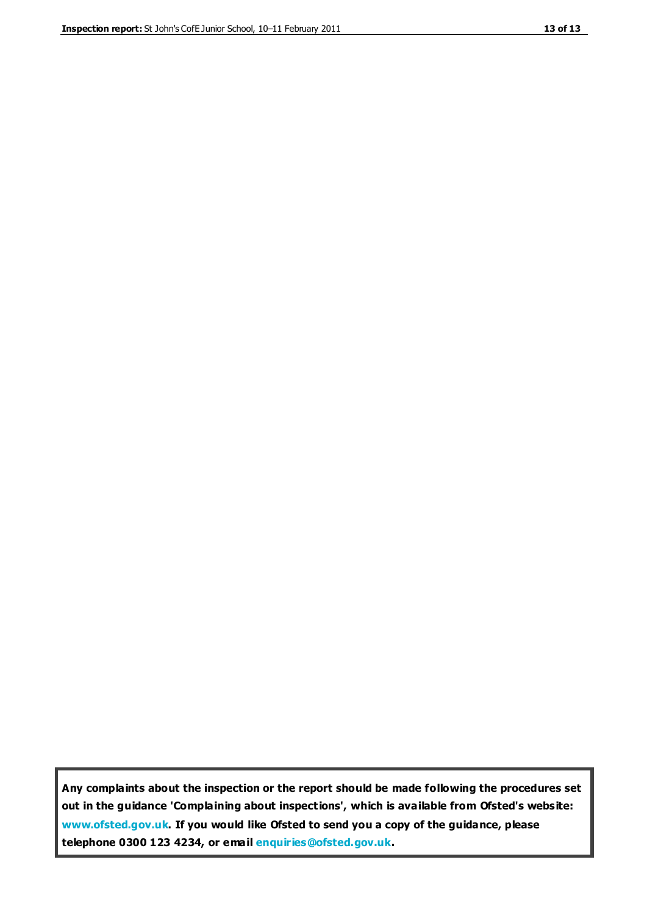**Any complaints about the inspection or the report should be made following the procedures set out in the guidance 'Complaining about inspections', which is available from Ofsted's website: www.ofsted.gov.uk. If you would like Ofsted to send you a copy of the guidance, please telephone 0300 123 4234, or email enquiries@ofsted.gov.uk.**